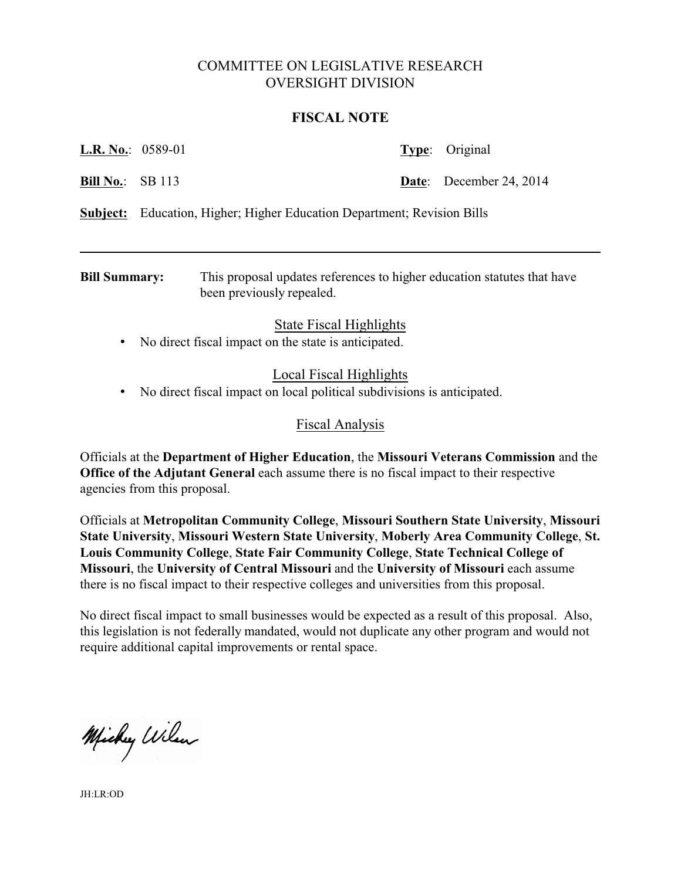# COMMITTEE ON LEGISLATIVE RESEARCH
# OVERSIGHT DIVISION

## FISCAL NOTE

**L.R. No.**: 0589-01 **Type**: Original

**Bill No.**: SB 113 **Date**: December 24, 2014

**Subject:** Education, Higher; Higher Education Department; Revision Bills

---

**Bill Summary:** This proposal updates references to higher education statutes that have been previously repealed.

### State Fiscal Highlights

- No direct fiscal impact on the state is anticipated.

### Local Fiscal Highlights

- No direct fiscal impact on local political subdivisions is anticipated.

### Fiscal Analysis

Officials at the **Department of Higher Education**, the **Missouri Veterans Commission** and the **Office of the Adjutant General** each assume there is no fiscal impact to their respective agencies from this proposal.

Officials at **Metropolitan Community College**, **Missouri Southern State University**, **Missouri State University**, **Missouri Western State University**, **Moberly Area Community College**, **St. Louis Community College**, **State Fair Community College**, **State Technical College of Missouri**, the **University of Central Missouri** and the **University of Missouri** each assume there is no fiscal impact to their respective colleges and universities from this proposal.

No direct fiscal impact to small businesses would be expected as a result of this proposal. Also, this legislation is not federally mandated, would not duplicate any other program and would not require additional capital improvements or rental space.

Mickey Wilson

JH:LR:OD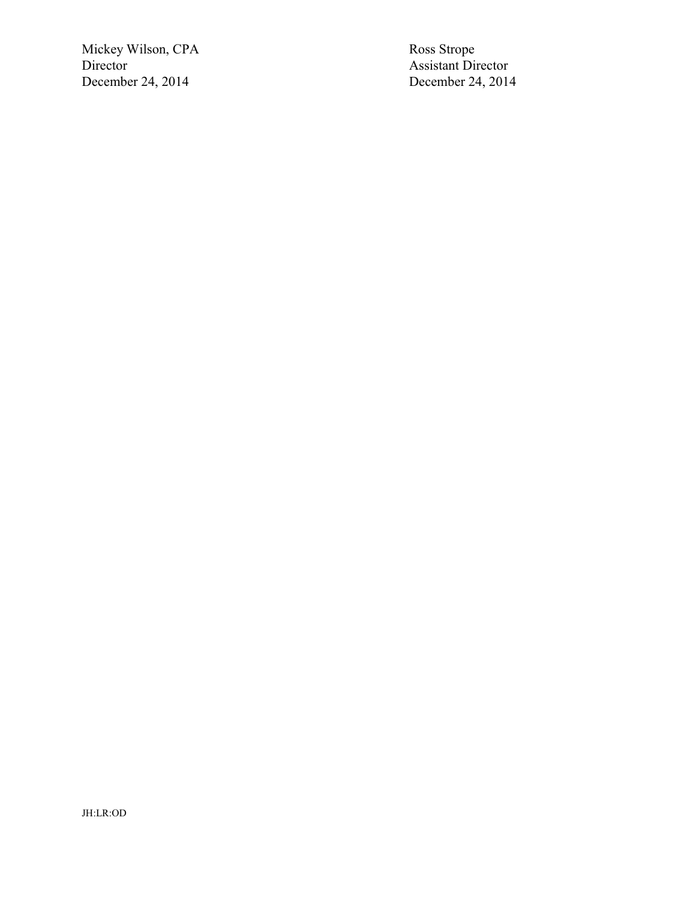Mickey Wilson, CPA
Director
December 24, 2014

Ross Strope
Assistant Director
December 24, 2014

JH:LR:OD